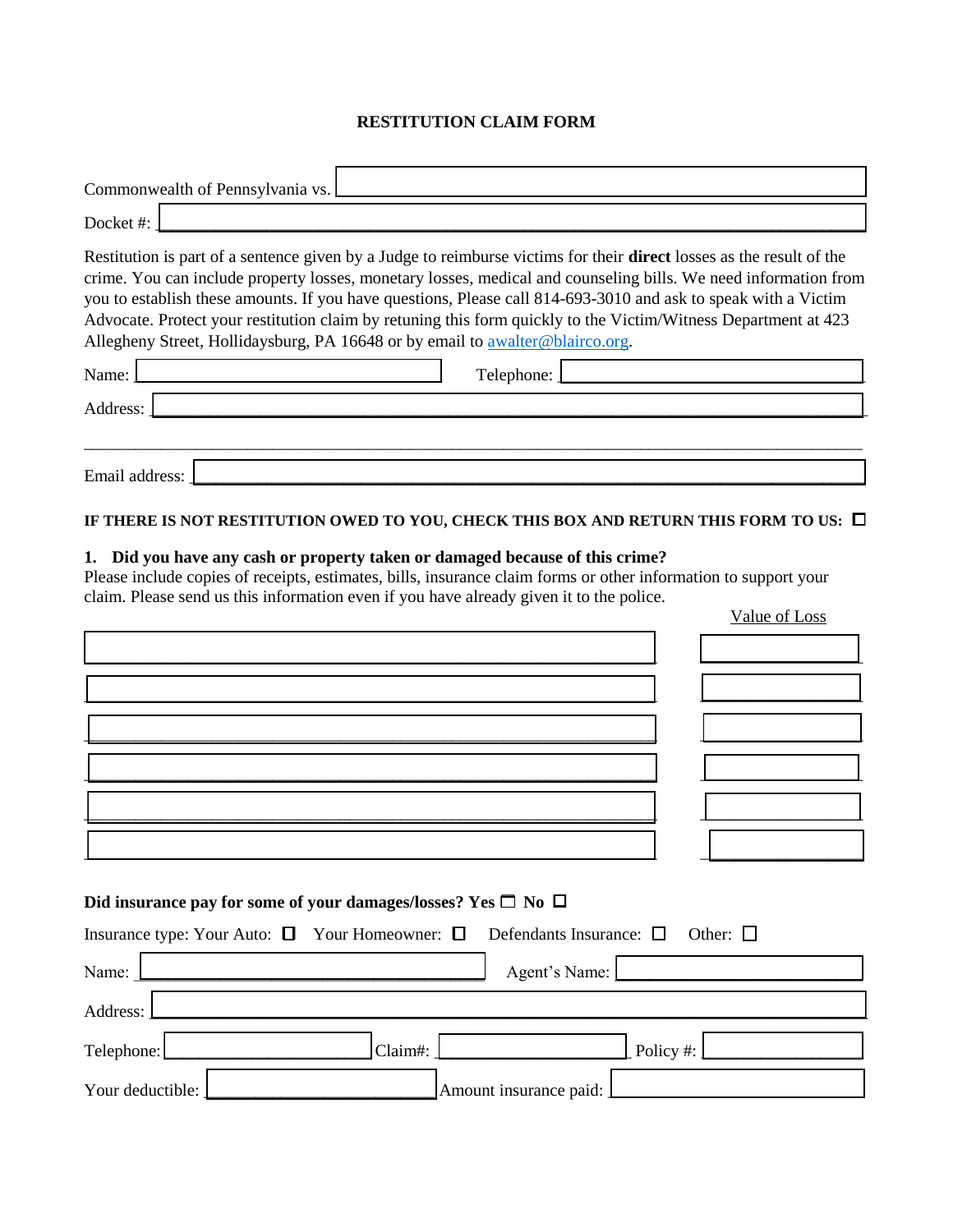# RESTITUTION CLAIM FORM

Commonwealth of Pennsylvania vs. ______________________________

Docket #: ______________________________

Restitution is part of a sentence given by a Judge to reimburse victims for their **direct** losses as the result of the crime. You can include property losses, monetary losses, medical and counseling bills. We need information from you to establish these amounts. If you have questions, Please call 814-693-3010 and ask to speak with a Victim Advocate. Protect your restitution claim by retuning this form quickly to the Victim/Witness Department at 423 Allegheny Street, Hollidaysburg, PA 16648 or by email to awalter@blairco.org.

Name: ______________________ Telephone: ______________________

Address: ______________________________

______________________________

Email address: ______________________________

**IF THERE IS NOT RESTITUTION OWED TO YOU, CHECK THIS BOX AND RETURN THIS FORM TO US:** ☐

**1. Did you have any cash or property taken or damaged because of this crime?**

Please include copies of receipts, estimates, bills, insurance claim forms or other information to support your claim. Please send us this information even if you have already given it to the police.

| | Value of Loss |
|---|---|
| | |
| | |
| | |
| | |
| | |
| | |

**Did insurance pay for some of your damages/losses? Yes** ☐ **No** ☐

Insurance type: Your Auto: ☐ Your Homeowner: ☐ Defendants Insurance: ☐ Other: ☐

Name: ______________________ Agent's Name: ______________________

Address: ______________________________

Telephone: ______________ Claim#: ______________ Policy #: ______________

Your deductible: ______________ Amount insurance paid: ______________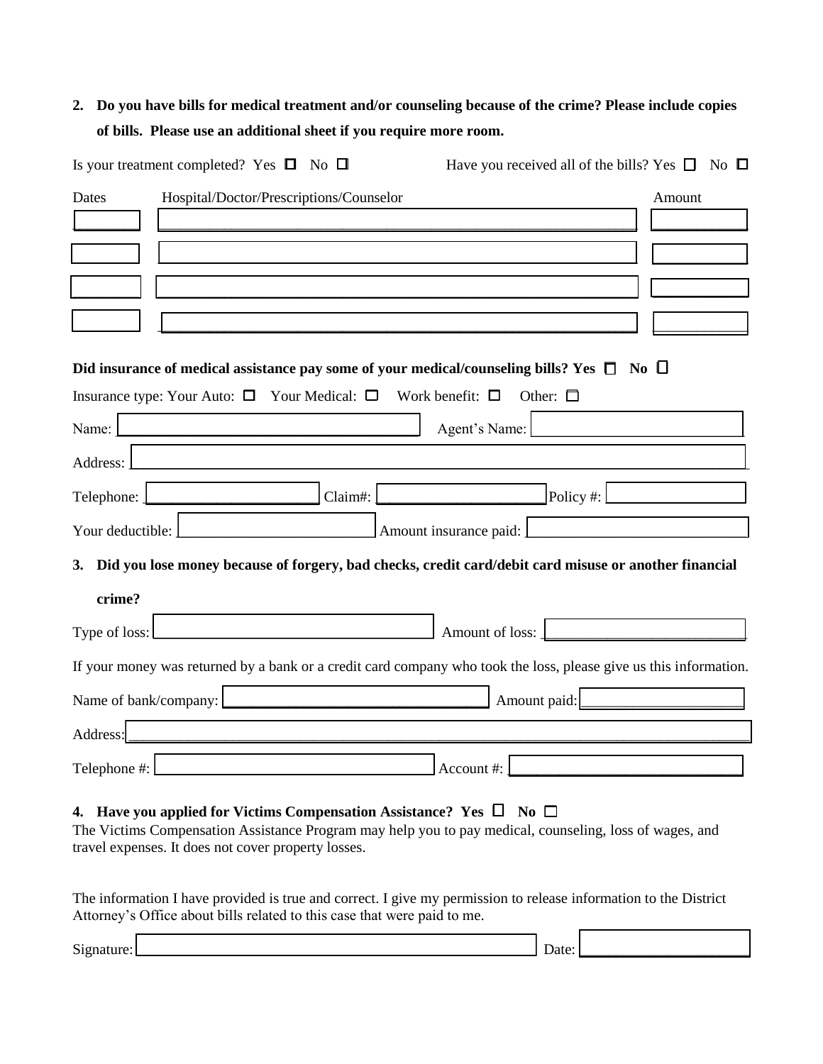**2. Do you have bills for medical treatment and/or counseling because of the crime? Please include copies of bills. Please use an additional sheet if you require more room.**

Is your treatment completed? Yes ☐ No ☐ Have you received all of the bills? Yes ☐ No ☐

| Dates | Hospital/Doctor/Prescriptions/Counselor | Amount |
|---|---|---|
| | | |
| | | |
| | | |
| | | |

**Did insurance of medical assistance pay some of your medical/counseling bills? Yes ☐ No ☐**

Insurance type: Your Auto: ☐ Your Medical: ☐ Work benefit: ☐ Other: ☐

Name: ____________________ Agent's Name: ____________________

Address: ________________________________________

Telephone: ______________ Claim#: ______________ Policy #: ______________

Your deductible: ______________ Amount insurance paid: ______________

**3. Did you lose money because of forgery, bad checks, credit card/debit card misuse or another financial crime?**

Type of loss: ____________________ Amount of loss: ____________________

If your money was returned by a bank or a credit card company who took the loss, please give us this information.

Name of bank/company: ____________________ Amount paid: ______________

Address: ________________________________________

Telephone #: ____________________ Account #: ____________________

**4. Have you applied for Victims Compensation Assistance? Yes ☐ No ☐**

The Victims Compensation Assistance Program may help you to pay medical, counseling, loss of wages, and travel expenses. It does not cover property losses.

The information I have provided is true and correct. I give my permission to release information to the District Attorney's Office about bills related to this case that were paid to me.

Signature: ________________________________________ Date: ______________